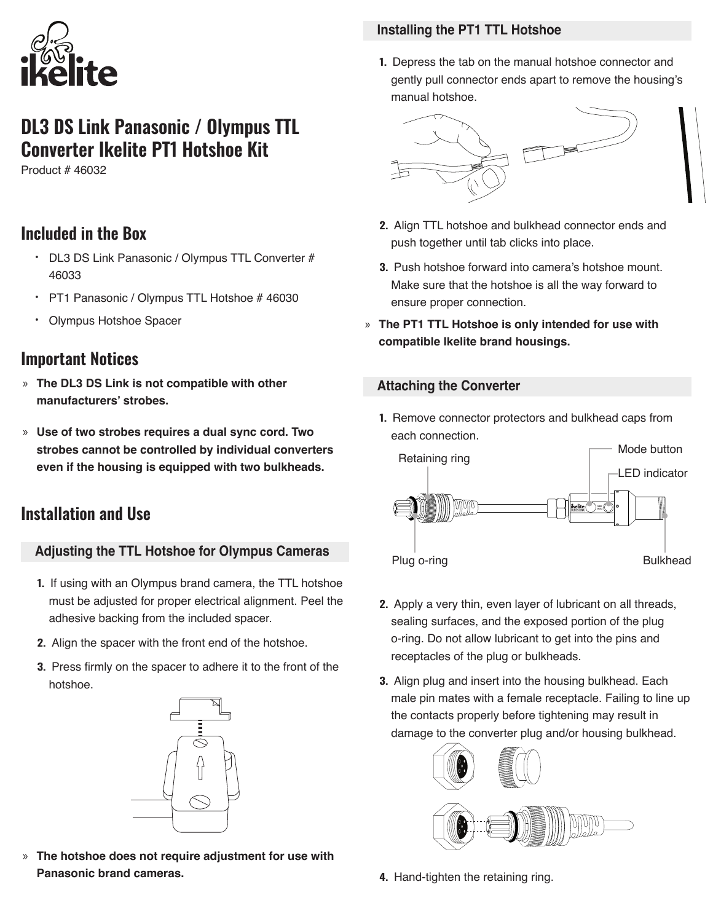# DL3 DS Link Panasonic / Olympus TTL Converter Ikelite PT1 Hotshoe Kit

Product # 46032

## Included in the Box

- DL3 DS Link Panasonic / Olympus TTL Converter # 46033
- PT1 Panasonic / Olympus TTL Hotshoe # 46030
- Olympus Hotshoe Spacer

## Important Notices

» **The DL3 DS Link is not compatible with other manufacturers' strobes.**

» **Use of two strobes requires a dual sync cord. Two strobes cannot be controlled by individual converters even if the housing is equipped with two bulkheads.**

## Installation and Use

### Adjusting the TTL Hotshoe for Olympus Cameras

1. If using with an Olympus brand camera, the TTL hotshoe must be adjusted for proper electrical alignment. Peel the adhesive backing from the included spacer.
2. Align the spacer with the front end of the hotshoe.
3. Press firmly on the spacer to adhere it to the front of the hotshoe.

» **The hotshoe does not require adjustment for use with Panasonic brand cameras.**

### Installing the PT1 TTL Hotshoe

1. Depress the tab on the manual hotshoe connector and gently pull connector ends apart to remove the housing's manual hotshoe.
2. Align TTL hotshoe and bulkhead connector ends and push together until tab clicks into place.
3. Push hotshoe forward into camera's hotshoe mount. Make sure that the hotshoe is all the way forward to ensure proper connection.

» **The PT1 TTL Hotshoe is only intended for use with compatible Ikelite brand housings.**

### Attaching the Converter

1. Remove connector protectors and bulkhead caps from each connection.

Retaining ring — Mode button — LED indicator — Plug o-ring — Bulkhead

2. Apply a very thin, even layer of lubricant on all threads, sealing surfaces, and the exposed portion of the plug o-ring. Do not allow lubricant to get into the pins and receptacles of the plug or bulkheads.
3. Align plug and insert into the housing bulkhead. Each male pin mates with a female receptacle. Failing to line up the contacts properly before tightening may result in damage to the converter plug and/or housing bulkhead.
4. Hand-tighten the retaining ring.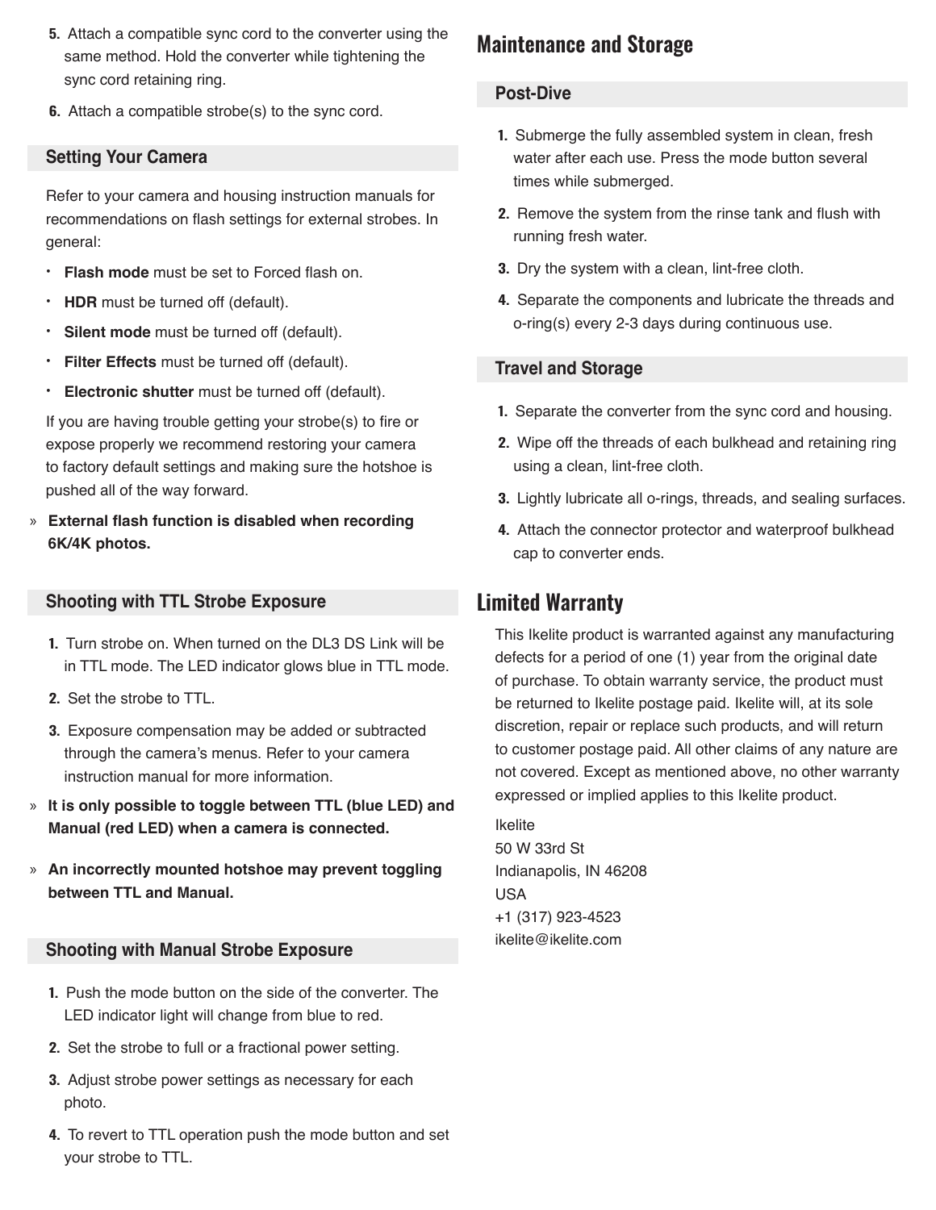5. Attach a compatible sync cord to the converter using the same method. Hold the converter while tightening the sync cord retaining ring.
6. Attach a compatible strobe(s) to the sync cord.

### Setting Your Camera

Refer to your camera and housing instruction manuals for recommendations on flash settings for external strobes. In general:

- **Flash mode** must be set to Forced flash on.
- **HDR** must be turned off (default).
- **Silent mode** must be turned off (default).
- **Filter Effects** must be turned off (default).
- **Electronic shutter** must be turned off (default).

If you are having trouble getting your strobe(s) to fire or expose properly we recommend restoring your camera to factory default settings and making sure the hotshoe is pushed all of the way forward.

» **External flash function is disabled when recording 6K/4K photos.**

### Shooting with TTL Strobe Exposure

1. Turn strobe on. When turned on the DL3 DS Link will be in TTL mode. The LED indicator glows blue in TTL mode.
2. Set the strobe to TTL.
3. Exposure compensation may be added or subtracted through the camera's menus. Refer to your camera instruction manual for more information.

» **It is only possible to toggle between TTL (blue LED) and Manual (red LED) when a camera is connected.**

» **An incorrectly mounted hotshoe may prevent toggling between TTL and Manual.**

### Shooting with Manual Strobe Exposure

1. Push the mode button on the side of the converter. The LED indicator light will change from blue to red.
2. Set the strobe to full or a fractional power setting.
3. Adjust strobe power settings as necessary for each photo.
4. To revert to TTL operation push the mode button and set your strobe to TTL.

## Maintenance and Storage

### Post-Dive

1. Submerge the fully assembled system in clean, fresh water after each use. Press the mode button several times while submerged.
2. Remove the system from the rinse tank and flush with running fresh water.
3. Dry the system with a clean, lint-free cloth.
4. Separate the components and lubricate the threads and o-ring(s) every 2-3 days during continuous use.

### Travel and Storage

1. Separate the converter from the sync cord and housing.
2. Wipe off the threads of each bulkhead and retaining ring using a clean, lint-free cloth.
3. Lightly lubricate all o-rings, threads, and sealing surfaces.
4. Attach the connector protector and waterproof bulkhead cap to converter ends.

## Limited Warranty

This Ikelite product is warranted against any manufacturing defects for a period of one (1) year from the original date of purchase. To obtain warranty service, the product must be returned to Ikelite postage paid. Ikelite will, at its sole discretion, repair or replace such products, and will return to customer postage paid. All other claims of any nature are not covered. Except as mentioned above, no other warranty expressed or implied applies to this Ikelite product.

Ikelite
50 W 33rd St
Indianapolis, IN 46208
USA
+1 (317) 923-4523
ikelite@ikelite.com